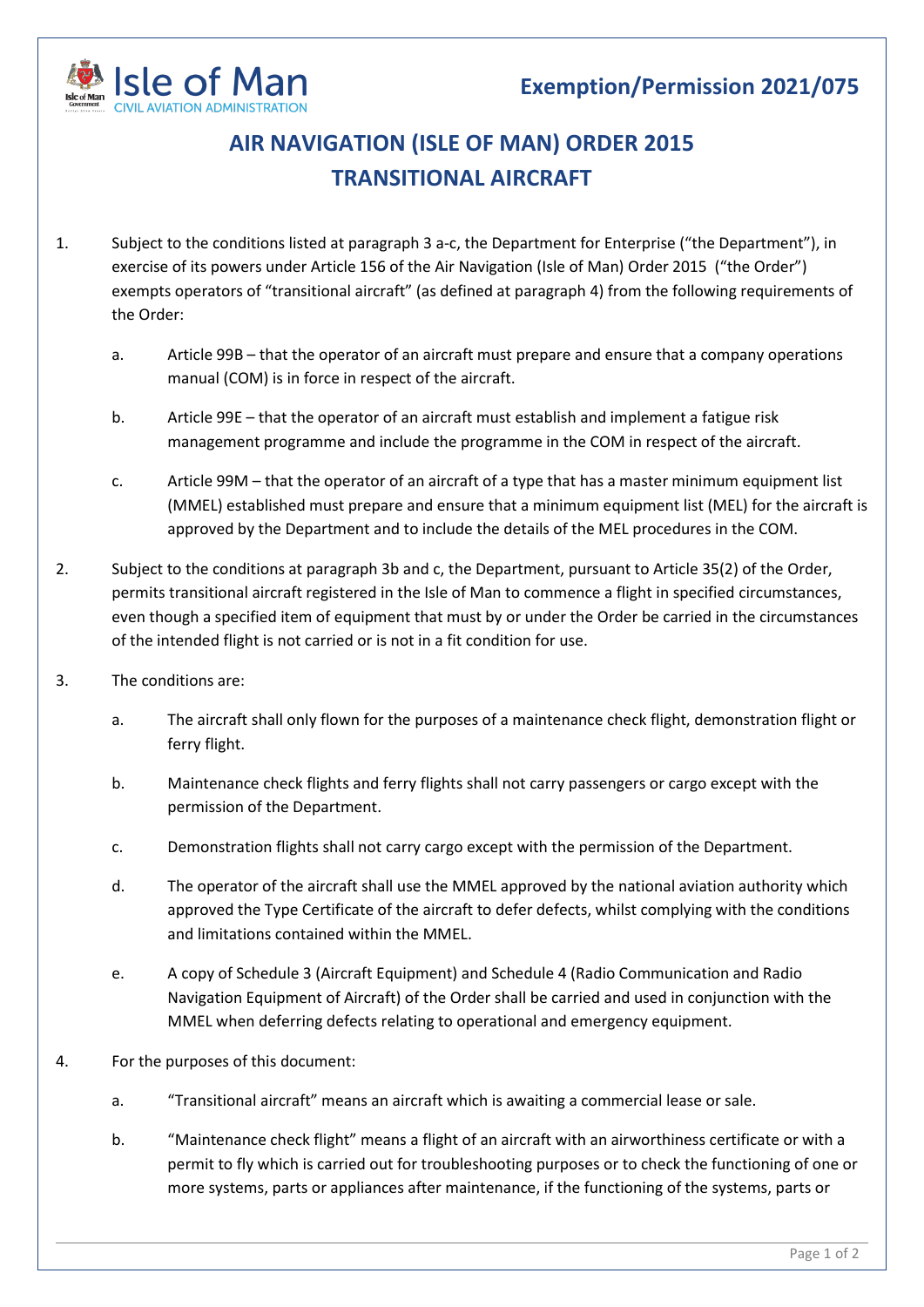Isle of Man
CIVIL AVIATION ADMINISTRATION

**Exemption/Permission 2021/075**

# AIR NAVIGATION (ISLE OF MAN) ORDER 2015
# TRANSITIONAL AIRCRAFT

1. Subject to the conditions listed at paragraph 3 a-c, the Department for Enterprise ("the Department"), in exercise of its powers under Article 156 of the Air Navigation (Isle of Man) Order 2015 ("the Order") exempts operators of "transitional aircraft" (as defined at paragraph 4) from the following requirements of the Order:

    a. Article 99B – that the operator of an aircraft must prepare and ensure that a company operations manual (COM) is in force in respect of the aircraft.

    b. Article 99E – that the operator of an aircraft must establish and implement a fatigue risk management programme and include the programme in the COM in respect of the aircraft.

    c. Article 99M – that the operator of an aircraft of a type that has a master minimum equipment list (MMEL) established must prepare and ensure that a minimum equipment list (MEL) for the aircraft is approved by the Department and to include the details of the MEL procedures in the COM.

2. Subject to the conditions at paragraph 3b and c, the Department, pursuant to Article 35(2) of the Order, permits transitional aircraft registered in the Isle of Man to commence a flight in specified circumstances, even though a specified item of equipment that must by or under the Order be carried in the circumstances of the intended flight is not carried or is not in a fit condition for use.

3. The conditions are:

    a. The aircraft shall only flown for the purposes of a maintenance check flight, demonstration flight or ferry flight.

    b. Maintenance check flights and ferry flights shall not carry passengers or cargo except with the permission of the Department.

    c. Demonstration flights shall not carry cargo except with the permission of the Department.

    d. The operator of the aircraft shall use the MMEL approved by the national aviation authority which approved the Type Certificate of the aircraft to defer defects, whilst complying with the conditions and limitations contained within the MMEL.

    e. A copy of Schedule 3 (Aircraft Equipment) and Schedule 4 (Radio Communication and Radio Navigation Equipment of Aircraft) of the Order shall be carried and used in conjunction with the MMEL when deferring defects relating to operational and emergency equipment.

4. For the purposes of this document:

    a. "Transitional aircraft" means an aircraft which is awaiting a commercial lease or sale.

    b. "Maintenance check flight" means a flight of an aircraft with an airworthiness certificate or with a permit to fly which is carried out for troubleshooting purposes or to check the functioning of one or more systems, parts or appliances after maintenance, if the functioning of the systems, parts or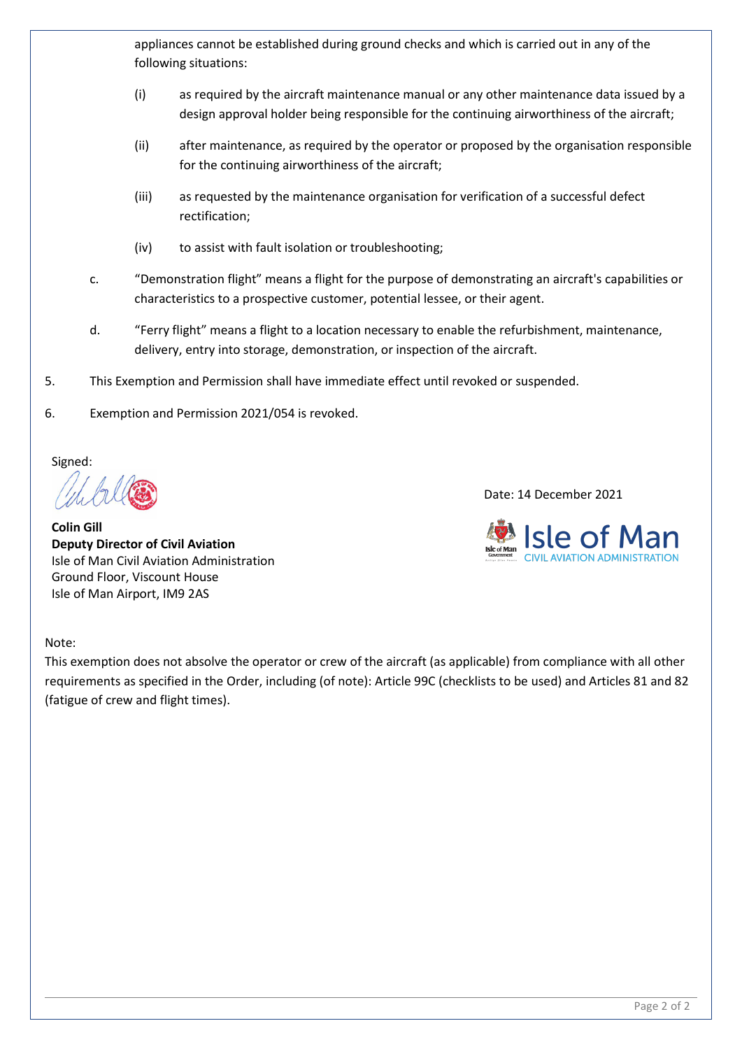appliances cannot be established during ground checks and which is carried out in any of the following situations:

(i) as required by the aircraft maintenance manual or any other maintenance data issued by a design approval holder being responsible for the continuing airworthiness of the aircraft;

(ii) after maintenance, as required by the operator or proposed by the organisation responsible for the continuing airworthiness of the aircraft;

(iii) as requested by the maintenance organisation for verification of a successful defect rectification;

(iv) to assist with fault isolation or troubleshooting;

c. "Demonstration flight" means a flight for the purpose of demonstrating an aircraft's capabilities or characteristics to a prospective customer, potential lessee, or their agent.

d. "Ferry flight" means a flight to a location necessary to enable the refurbishment, maintenance, delivery, entry into storage, demonstration, or inspection of the aircraft.

5. This Exemption and Permission shall have immediate effect until revoked or suspended.

6. Exemption and Permission 2021/054 is revoked.

Signed:

Date: 14 December 2021

**Colin Gill**
**Deputy Director of Civil Aviation**
Isle of Man Civil Aviation Administration
Ground Floor, Viscount House
Isle of Man Airport, IM9 2AS

Isle of Man CIVIL AVIATION ADMINISTRATION

Note:
This exemption does not absolve the operator or crew of the aircraft (as applicable) from compliance with all other requirements as specified in the Order, including (of note): Article 99C (checklists to be used) and Articles 81 and 82 (fatigue of crew and flight times).